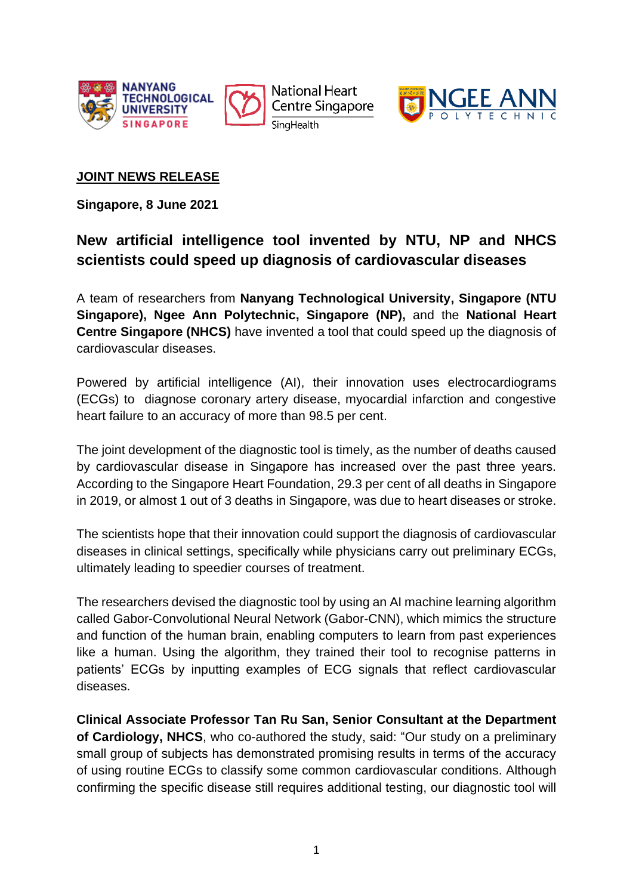**JOINT NEWS RELEASE**

**Singapore, 8 June 2021**

## New artificial intelligence tool invented by NTU, NP and NHCS scientists could speed up diagnosis of cardiovascular diseases

A team of researchers from **Nanyang Technological University, Singapore (NTU Singapore), Ngee Ann Polytechnic, Singapore (NP),** and the **National Heart Centre Singapore (NHCS)** have invented a tool that could speed up the diagnosis of cardiovascular diseases.

Powered by artificial intelligence (AI), their innovation uses electrocardiograms (ECGs) to diagnose coronary artery disease, myocardial infarction and congestive heart failure to an accuracy of more than 98.5 per cent.

The joint development of the diagnostic tool is timely, as the number of deaths caused by cardiovascular disease in Singapore has increased over the past three years. According to the Singapore Heart Foundation, 29.3 per cent of all deaths in Singapore in 2019, or almost 1 out of 3 deaths in Singapore, was due to heart diseases or stroke.

The scientists hope that their innovation could support the diagnosis of cardiovascular diseases in clinical settings, specifically while physicians carry out preliminary ECGs, ultimately leading to speedier courses of treatment.

The researchers devised the diagnostic tool by using an AI machine learning algorithm called Gabor-Convolutional Neural Network (Gabor-CNN), which mimics the structure and function of the human brain, enabling computers to learn from past experiences like a human. Using the algorithm, they trained their tool to recognise patterns in patients' ECGs by inputting examples of ECG signals that reflect cardiovascular diseases.

**Clinical Associate Professor Tan Ru San, Senior Consultant at the Department of Cardiology, NHCS**, who co-authored the study, said: "Our study on a preliminary small group of subjects has demonstrated promising results in terms of the accuracy of using routine ECGs to classify some common cardiovascular conditions. Although confirming the specific disease still requires additional testing, our diagnostic tool will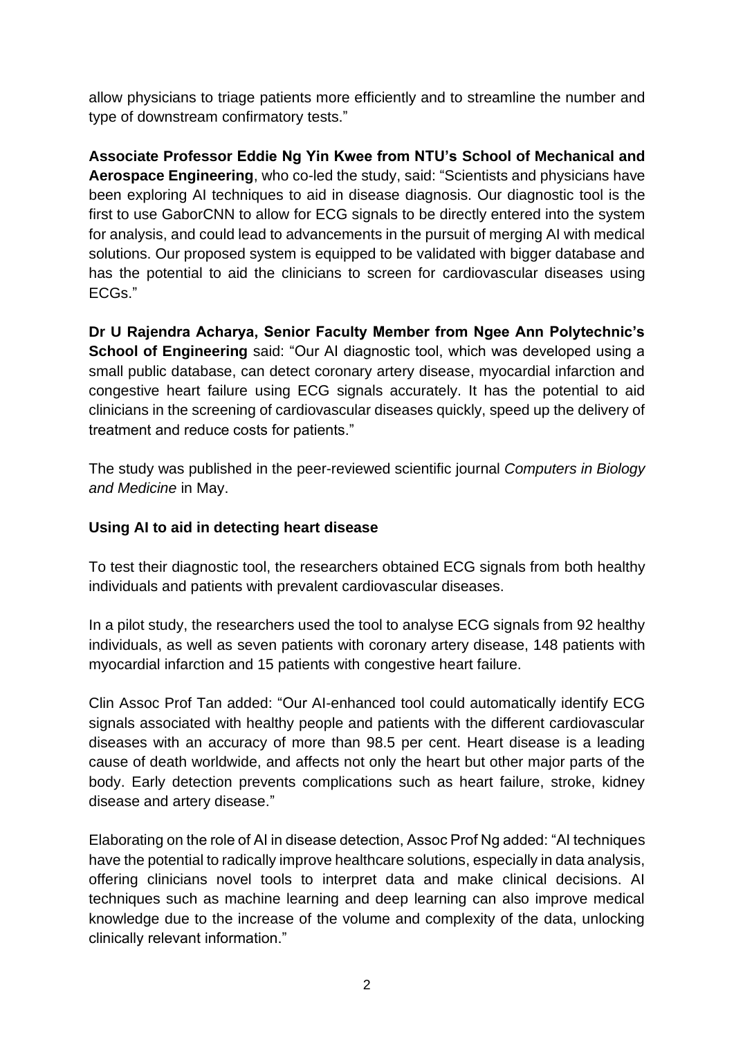allow physicians to triage patients more efficiently and to streamline the number and type of downstream confirmatory tests."

**Associate Professor Eddie Ng Yin Kwee from NTU's School of Mechanical and Aerospace Engineering**, who co-led the study, said: "Scientists and physicians have been exploring AI techniques to aid in disease diagnosis. Our diagnostic tool is the first to use GaborCNN to allow for ECG signals to be directly entered into the system for analysis, and could lead to advancements in the pursuit of merging AI with medical solutions. Our proposed system is equipped to be validated with bigger database and has the potential to aid the clinicians to screen for cardiovascular diseases using ECGs."

**Dr U Rajendra Acharya, Senior Faculty Member from Ngee Ann Polytechnic's School of Engineering** said: "Our AI diagnostic tool, which was developed using a small public database, can detect coronary artery disease, myocardial infarction and congestive heart failure using ECG signals accurately. It has the potential to aid clinicians in the screening of cardiovascular diseases quickly, speed up the delivery of treatment and reduce costs for patients."

The study was published in the peer-reviewed scientific journal *Computers in Biology and Medicine* in May.

**Using AI to aid in detecting heart disease**

To test their diagnostic tool, the researchers obtained ECG signals from both healthy individuals and patients with prevalent cardiovascular diseases.

In a pilot study, the researchers used the tool to analyse ECG signals from 92 healthy individuals, as well as seven patients with coronary artery disease, 148 patients with myocardial infarction and 15 patients with congestive heart failure.

Clin Assoc Prof Tan added: "Our AI-enhanced tool could automatically identify ECG signals associated with healthy people and patients with the different cardiovascular diseases with an accuracy of more than 98.5 per cent. Heart disease is a leading cause of death worldwide, and affects not only the heart but other major parts of the body. Early detection prevents complications such as heart failure, stroke, kidney disease and artery disease."

Elaborating on the role of AI in disease detection, Assoc Prof Ng added: "AI techniques have the potential to radically improve healthcare solutions, especially in data analysis, offering clinicians novel tools to interpret data and make clinical decisions. AI techniques such as machine learning and deep learning can also improve medical knowledge due to the increase of the volume and complexity of the data, unlocking clinically relevant information."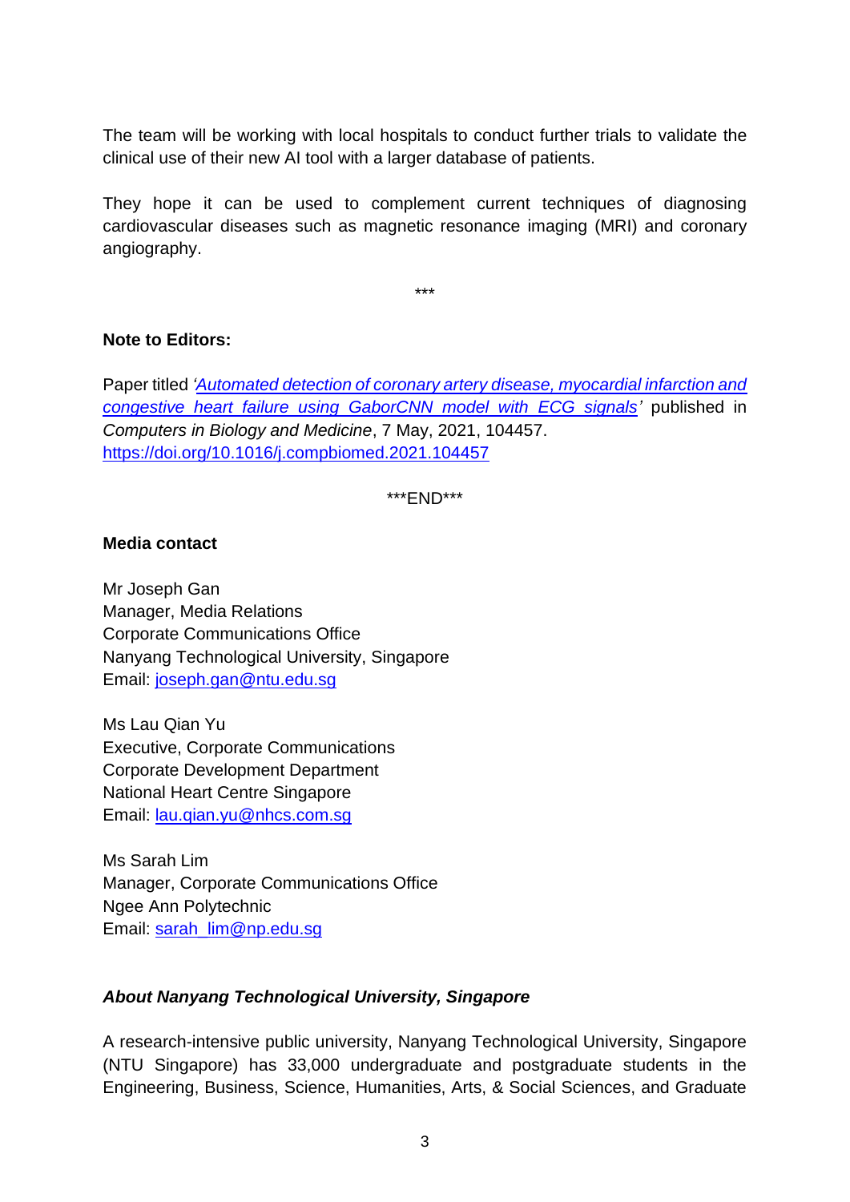The team will be working with local hospitals to conduct further trials to validate the clinical use of their new AI tool with a larger database of patients.

They hope it can be used to complement current techniques of diagnosing cardiovascular diseases such as magnetic resonance imaging (MRI) and coronary angiography.

***

**Note to Editors:**

Paper titled *'[Automated detection of coronary artery disease, myocardial infarction and congestive heart failure using GaborCNN model with ECG signals](https://doi.org/10.1016/j.compbiomed.2021.104457)'* published in *Computers in Biology and Medicine*, 7 May, 2021, 104457. https://doi.org/10.1016/j.compbiomed.2021.104457

***END***

**Media contact**

Mr Joseph Gan
Manager, Media Relations
Corporate Communications Office
Nanyang Technological University, Singapore
Email: joseph.gan@ntu.edu.sg

Ms Lau Qian Yu
Executive, Corporate Communications
Corporate Development Department
National Heart Centre Singapore
Email: lau.qian.yu@nhcs.com.sg

Ms Sarah Lim
Manager, Corporate Communications Office
Ngee Ann Polytechnic
Email: sarah_lim@np.edu.sg

***About Nanyang Technological University, Singapore***

A research-intensive public university, Nanyang Technological University, Singapore (NTU Singapore) has 33,000 undergraduate and postgraduate students in the Engineering, Business, Science, Humanities, Arts, & Social Sciences, and Graduate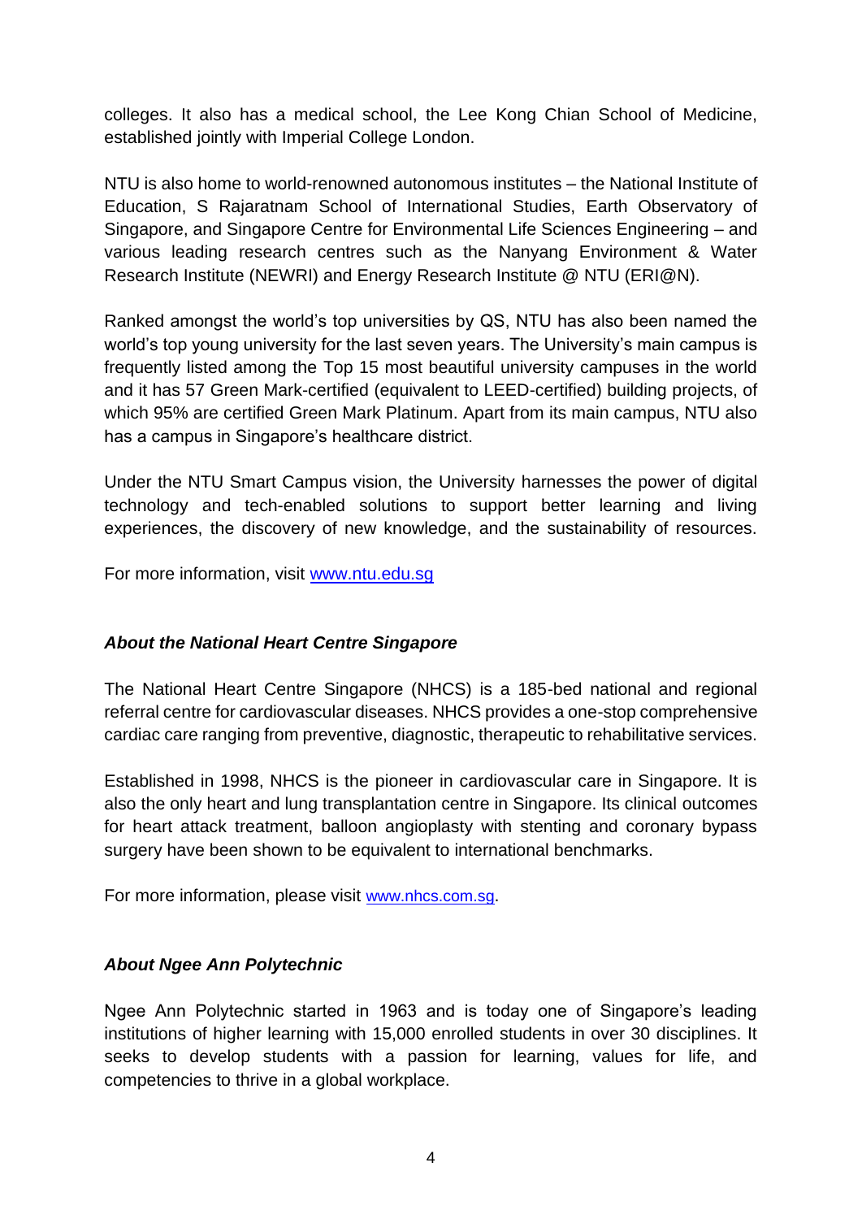colleges. It also has a medical school, the Lee Kong Chian School of Medicine, established jointly with Imperial College London.

NTU is also home to world-renowned autonomous institutes – the National Institute of Education, S Rajaratnam School of International Studies, Earth Observatory of Singapore, and Singapore Centre for Environmental Life Sciences Engineering – and various leading research centres such as the Nanyang Environment & Water Research Institute (NEWRI) and Energy Research Institute @ NTU (ERI@N).

Ranked amongst the world's top universities by QS, NTU has also been named the world's top young university for the last seven years. The University's main campus is frequently listed among the Top 15 most beautiful university campuses in the world and it has 57 Green Mark-certified (equivalent to LEED-certified) building projects, of which 95% are certified Green Mark Platinum. Apart from its main campus, NTU also has a campus in Singapore's healthcare district.

Under the NTU Smart Campus vision, the University harnesses the power of digital technology and tech-enabled solutions to support better learning and living experiences, the discovery of new knowledge, and the sustainability of resources.

For more information, visit [www.ntu.edu.sg](http://www.ntu.edu.sg)

### *About the National Heart Centre Singapore*

The National Heart Centre Singapore (NHCS) is a 185-bed national and regional referral centre for cardiovascular diseases. NHCS provides a one-stop comprehensive cardiac care ranging from preventive, diagnostic, therapeutic to rehabilitative services.

Established in 1998, NHCS is the pioneer in cardiovascular care in Singapore. It is also the only heart and lung transplantation centre in Singapore. Its clinical outcomes for heart attack treatment, balloon angioplasty with stenting and coronary bypass surgery have been shown to be equivalent to international benchmarks.

For more information, please visit [www.nhcs.com.sg](http://www.nhcs.com.sg).

### *About Ngee Ann Polytechnic*

Ngee Ann Polytechnic started in 1963 and is today one of Singapore's leading institutions of higher learning with 15,000 enrolled students in over 30 disciplines. It seeks to develop students with a passion for learning, values for life, and competencies to thrive in a global workplace.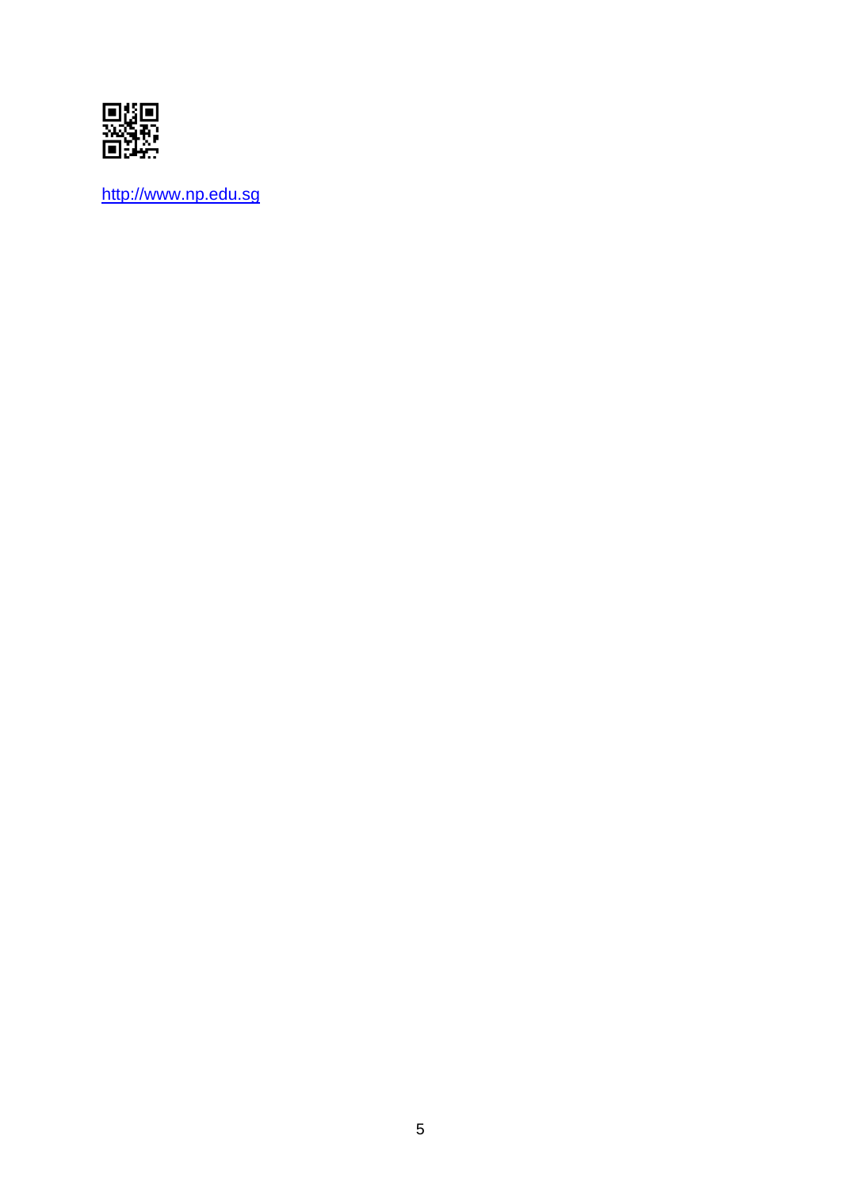http://www.np.edu.sg